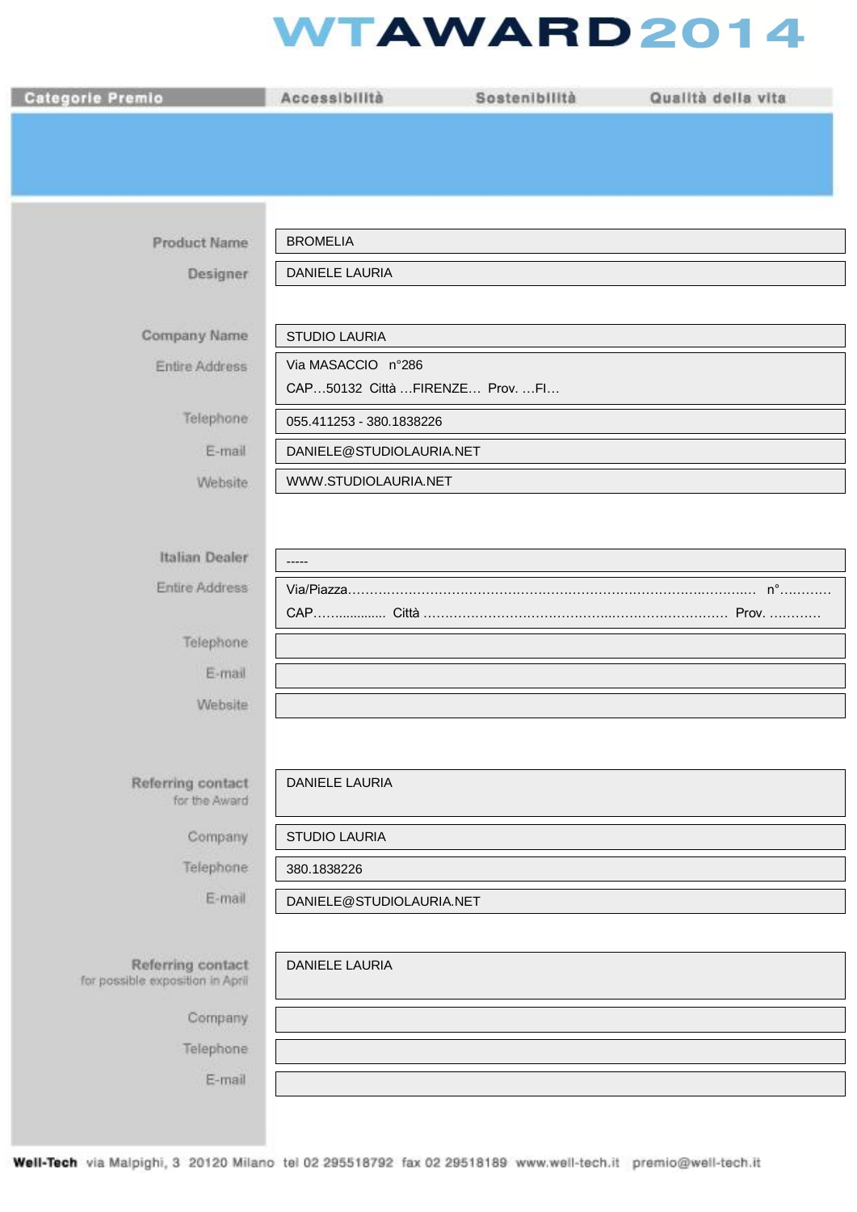# WTAWARD2014

| Categorie Premio | Accessibilità | Sostenibilità | Qualità della vita |
|---|---|---|---|

| | |
|---|---|
| **Product Name** | BROMELIA |
| **Designer** | DANIELE LAURIA |
| **Company Name** | STUDIO LAURIA |
| Entire Address | Via MASACCIO n°286<br>CAP…50132 Città …FIRENZE… Prov. …FI… |
| Telephone | 055.411253 - 380.1838226 |
| E-mail | DANIELE@STUDIOLAURIA.NET |
| Website | WWW.STUDIOLAURIA.NET |
| **Italian Dealer** | ----- |
| Entire Address | Via/Piazza…………………………………………………………………………………. n°…………<br>CAP……............ Città ……………………………………..……………………… Prov. ………… |
| Telephone | |
| E-mail | |
| Website | |
| **Referring contact** for the Award | DANIELE LAURIA |
| Company | STUDIO LAURIA |
| Telephone | 380.1838226 |
| E-mail | DANIELE@STUDIOLAURIA.NET |
| **Referring contact** for possible exposition in April | DANIELE LAURIA |
| Company | |
| Telephone | |
| E-mail | |

**Well-Tech** via Malpighi, 3 20120 Milano tel 02 295518792 fax 02 29518189 www.well-tech.it premio@well-tech.it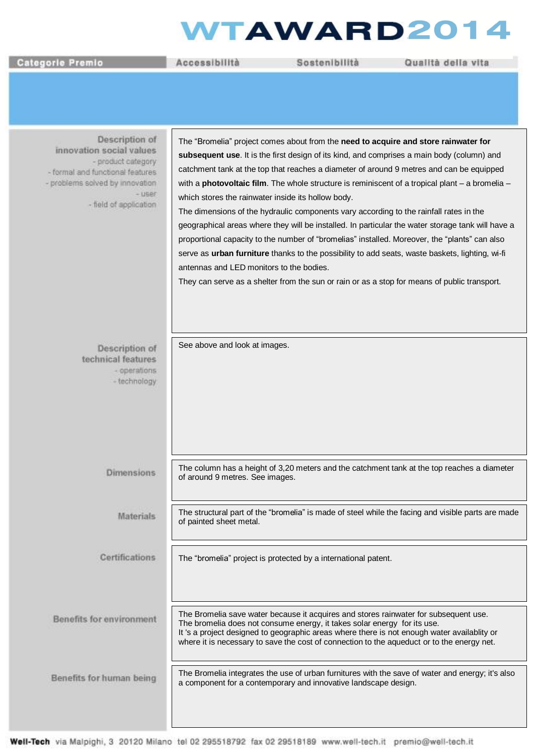# WTAWARD2014

| Categorie Premio | Accessibilità | Sostenibilità | Qualità della vita |
|---|---|---|---|

| | |
|---|---|
| **Description of innovation social values**<br>- product category<br>- formal and functional features<br>- problems solved by innovation<br>- user<br>- field of application | The “Bromelia” project comes about from the **need to acquire and store rainwater for subsequent use**. It is the first design of its kind, and comprises a main body (column) and catchment tank at the top that reaches a diameter of around 9 metres and can be equipped with a **photovoltaic film**. The whole structure is reminiscent of a tropical plant – a bromelia – which stores the rainwater inside its hollow body.<br>The dimensions of the hydraulic components vary according to the rainfall rates in the geographical areas where they will be installed. In particular the water storage tank will have a proportional capacity to the number of “bromelias” installed. Moreover, the “plants” can also serve as **urban furniture** thanks to the possibility to add seats, waste baskets, lighting, wi-fi antennas and LED monitors to the bodies.<br>They can serve as a shelter from the sun or rain or as a stop for means of public transport. |
| **Description of technical features**<br>- operations<br>- technology | See above and look at images. |
| **Dimensions** | The column has a height of 3,20 meters and the catchment tank at the top reaches a diameter of around 9 metres. See images. |
| **Materials** | The structural part of the “bromelia” is made of steel while the facing and visible parts are made of painted sheet metal. |
| **Certifications** | The “bromelia” project is protected by a international patent. |
| **Benefits for environment** | The Bromelia save water because it acquires and stores rainwater for subsequent use.<br>The bromelia does not consume energy, it takes solar energy for its use.<br>It 's a project designed to geographic areas where there is not enough water availablity or where it is necessary to save the cost of connection to the aqueduct or to the energy net. |
| **Benefits for human being** | The Bromelia integrates the use of urban furnitures with the save of water and energy; it's also a component for a contemporary and innovative landscape design. |

**Well-Tech** via Malpighi, 3 20120 Milano tel 02 295518792 fax 02 29518189 www.well-tech.it premio@well-tech.it